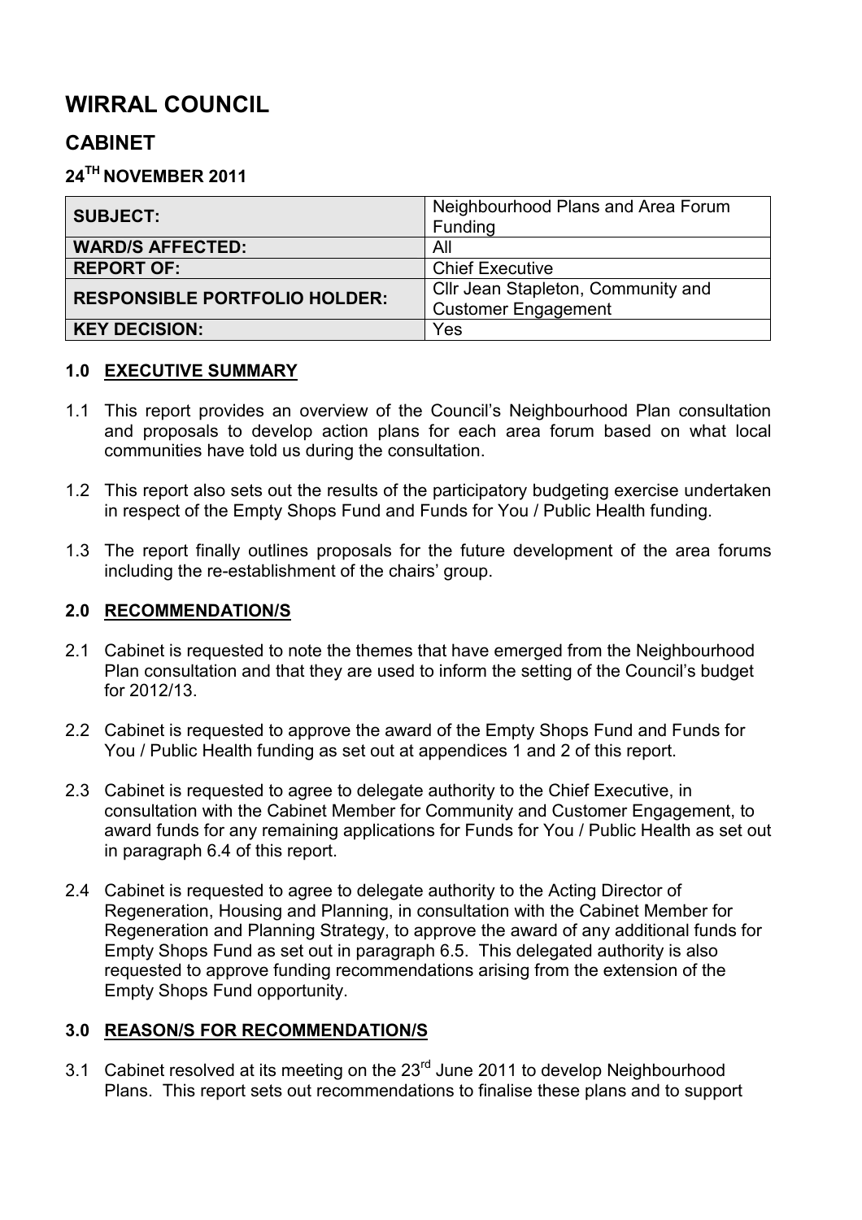# WIRRAL COUNCIL

## CABINET

### 24TH NOVEMBER 2011

| SUBJECT: | Neighbourhood Plans and Area Forum Funding |
|---|---|
| WARD/S AFFECTED: | All |
| REPORT OF: | Chief Executive |
| RESPONSIBLE PORTFOLIO HOLDER: | Cllr Jean Stapleton, Community and Customer Engagement |
| KEY DECISION: | Yes |

### 1.0 EXECUTIVE SUMMARY

1.1 This report provides an overview of the Council's Neighbourhood Plan consultation and proposals to develop action plans for each area forum based on what local communities have told us during the consultation.

1.2 This report also sets out the results of the participatory budgeting exercise undertaken in respect of the Empty Shops Fund and Funds for You / Public Health funding.

1.3 The report finally outlines proposals for the future development of the area forums including the re-establishment of the chairs' group.

### 2.0 RECOMMENDATION/S

2.1 Cabinet is requested to note the themes that have emerged from the Neighbourhood Plan consultation and that they are used to inform the setting of the Council's budget for 2012/13.

2.2 Cabinet is requested to approve the award of the Empty Shops Fund and Funds for You / Public Health funding as set out at appendices 1 and 2 of this report.

2.3 Cabinet is requested to agree to delegate authority to the Chief Executive, in consultation with the Cabinet Member for Community and Customer Engagement, to award funds for any remaining applications for Funds for You / Public Health as set out in paragraph 6.4 of this report.

2.4 Cabinet is requested to agree to delegate authority to the Acting Director of Regeneration, Housing and Planning, in consultation with the Cabinet Member for Regeneration and Planning Strategy, to approve the award of any additional funds for Empty Shops Fund as set out in paragraph 6.5. This delegated authority is also requested to approve funding recommendations arising from the extension of the Empty Shops Fund opportunity.

### 3.0 REASON/S FOR RECOMMENDATION/S

3.1 Cabinet resolved at its meeting on the 23rd June 2011 to develop Neighbourhood Plans. This report sets out recommendations to finalise these plans and to support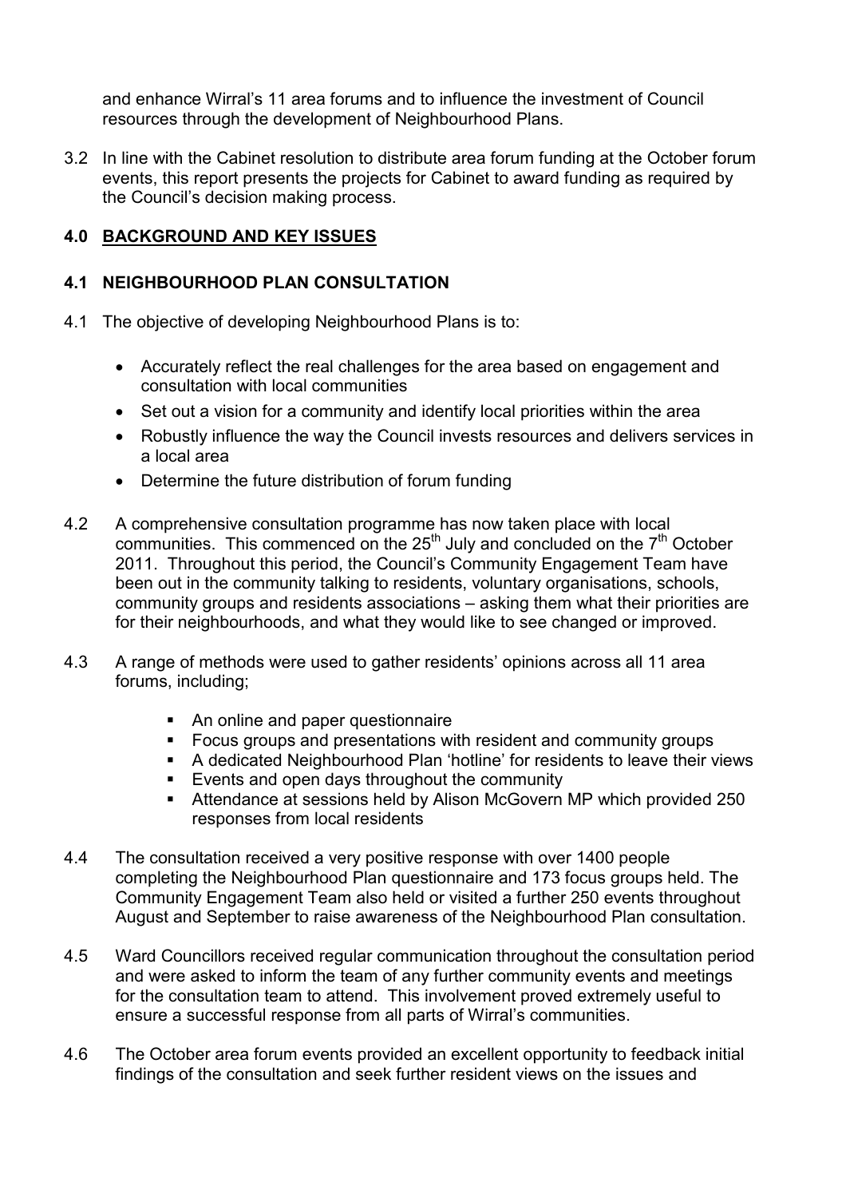and enhance Wirral's 11 area forums and to influence the investment of Council resources through the development of Neighbourhood Plans.

3.2 In line with the Cabinet resolution to distribute area forum funding at the October forum events, this report presents the projects for Cabinet to award funding as required by the Council's decision making process.

## 4.0 BACKGROUND AND KEY ISSUES

### 4.1 NEIGHBOURHOOD PLAN CONSULTATION

4.1 The objective of developing Neighbourhood Plans is to:

- Accurately reflect the real challenges for the area based on engagement and consultation with local communities
- Set out a vision for a community and identify local priorities within the area
- Robustly influence the way the Council invests resources and delivers services in a local area
- Determine the future distribution of forum funding

4.2 A comprehensive consultation programme has now taken place with local communities. This commenced on the 25th July and concluded on the 7th October 2011. Throughout this period, the Council's Community Engagement Team have been out in the community talking to residents, voluntary organisations, schools, community groups and residents associations – asking them what their priorities are for their neighbourhoods, and what they would like to see changed or improved.

4.3 A range of methods were used to gather residents' opinions across all 11 area forums, including;

- An online and paper questionnaire
- Focus groups and presentations with resident and community groups
- A dedicated Neighbourhood Plan 'hotline' for residents to leave their views
- Events and open days throughout the community
- Attendance at sessions held by Alison McGovern MP which provided 250 responses from local residents

4.4 The consultation received a very positive response with over 1400 people completing the Neighbourhood Plan questionnaire and 173 focus groups held. The Community Engagement Team also held or visited a further 250 events throughout August and September to raise awareness of the Neighbourhood Plan consultation.

4.5 Ward Councillors received regular communication throughout the consultation period and were asked to inform the team of any further community events and meetings for the consultation team to attend. This involvement proved extremely useful to ensure a successful response from all parts of Wirral's communities.

4.6 The October area forum events provided an excellent opportunity to feedback initial findings of the consultation and seek further resident views on the issues and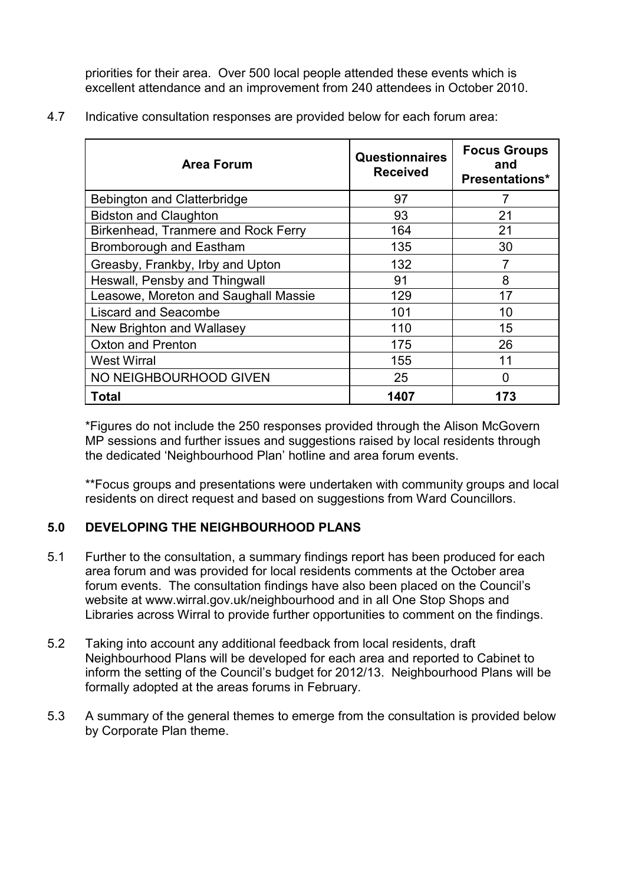priorities for their area. Over 500 local people attended these events which is excellent attendance and an improvement from 240 attendees in October 2010.

4.7 Indicative consultation responses are provided below for each forum area:

| Area Forum | Questionnaires Received | Focus Groups and Presentations* |
|---|---|---|
| Bebington and Clatterbridge | 97 | 7 |
| Bidston and Claughton | 93 | 21 |
| Birkenhead, Tranmere and Rock Ferry | 164 | 21 |
| Bromborough and Eastham | 135 | 30 |
| Greasby, Frankby, Irby and Upton | 132 | 7 |
| Heswall, Pensby and Thingwall | 91 | 8 |
| Leasowe, Moreton and Saughall Massie | 129 | 17 |
| Liscard and Seacombe | 101 | 10 |
| New Brighton and Wallasey | 110 | 15 |
| Oxton and Prenton | 175 | 26 |
| West Wirral | 155 | 11 |
| NO NEIGHBOURHOOD GIVEN | 25 | 0 |
| **Total** | **1407** | **173** |

*Figures do not include the 250 responses provided through the Alison McGovern MP sessions and further issues and suggestions raised by local residents through the dedicated 'Neighbourhood Plan' hotline and area forum events.

**Focus groups and presentations were undertaken with community groups and local residents on direct request and based on suggestions from Ward Councillors.

## 5.0 DEVELOPING THE NEIGHBOURHOOD PLANS

5.1 Further to the consultation, a summary findings report has been produced for each area forum and was provided for local residents comments at the October area forum events. The consultation findings have also been placed on the Council's website at www.wirral.gov.uk/neighbourhood and in all One Stop Shops and Libraries across Wirral to provide further opportunities to comment on the findings.

5.2 Taking into account any additional feedback from local residents, draft Neighbourhood Plans will be developed for each area and reported to Cabinet to inform the setting of the Council's budget for 2012/13. Neighbourhood Plans will be formally adopted at the areas forums in February.

5.3 A summary of the general themes to emerge from the consultation is provided below by Corporate Plan theme.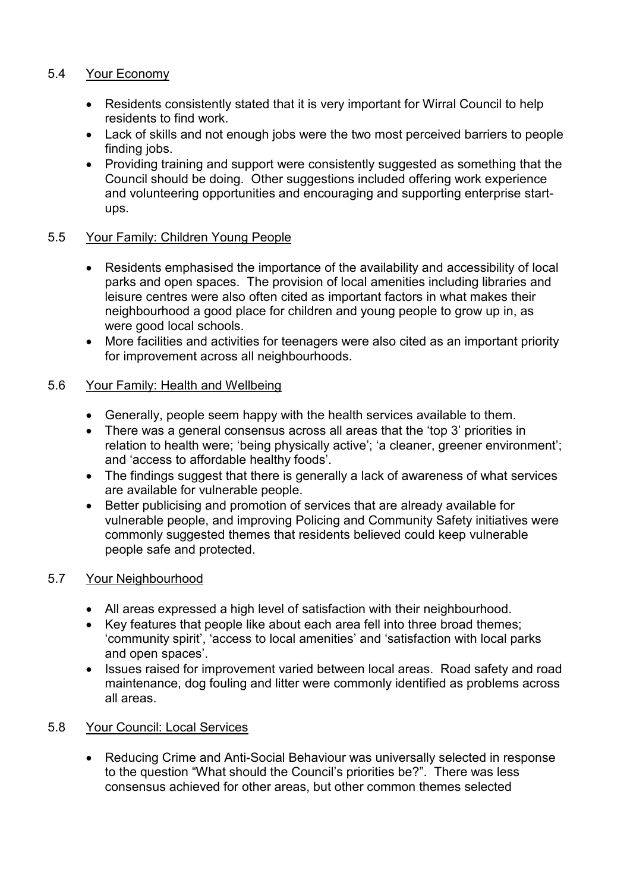### 5.4 Your Economy

- Residents consistently stated that it is very important for Wirral Council to help residents to find work.
- Lack of skills and not enough jobs were the two most perceived barriers to people finding jobs.
- Providing training and support were consistently suggested as something that the Council should be doing. Other suggestions included offering work experience and volunteering opportunities and encouraging and supporting enterprise start-ups.

### 5.5 Your Family: Children Young People

- Residents emphasised the importance of the availability and accessibility of local parks and open spaces. The provision of local amenities including libraries and leisure centres were also often cited as important factors in what makes their neighbourhood a good place for children and young people to grow up in, as were good local schools.
- More facilities and activities for teenagers were also cited as an important priority for improvement across all neighbourhoods.

### 5.6 Your Family: Health and Wellbeing

- Generally, people seem happy with the health services available to them.
- There was a general consensus across all areas that the 'top 3' priorities in relation to health were; 'being physically active'; 'a cleaner, greener environment'; and 'access to affordable healthy foods'.
- The findings suggest that there is generally a lack of awareness of what services are available for vulnerable people.
- Better publicising and promotion of services that are already available for vulnerable people, and improving Policing and Community Safety initiatives were commonly suggested themes that residents believed could keep vulnerable people safe and protected.

### 5.7 Your Neighbourhood

- All areas expressed a high level of satisfaction with their neighbourhood.
- Key features that people like about each area fell into three broad themes; 'community spirit', 'access to local amenities' and 'satisfaction with local parks and open spaces'.
- Issues raised for improvement varied between local areas. Road safety and road maintenance, dog fouling and litter were commonly identified as problems across all areas.

### 5.8 Your Council: Local Services

- Reducing Crime and Anti-Social Behaviour was universally selected in response to the question "What should the Council's priorities be?". There was less consensus achieved for other areas, but other common themes selected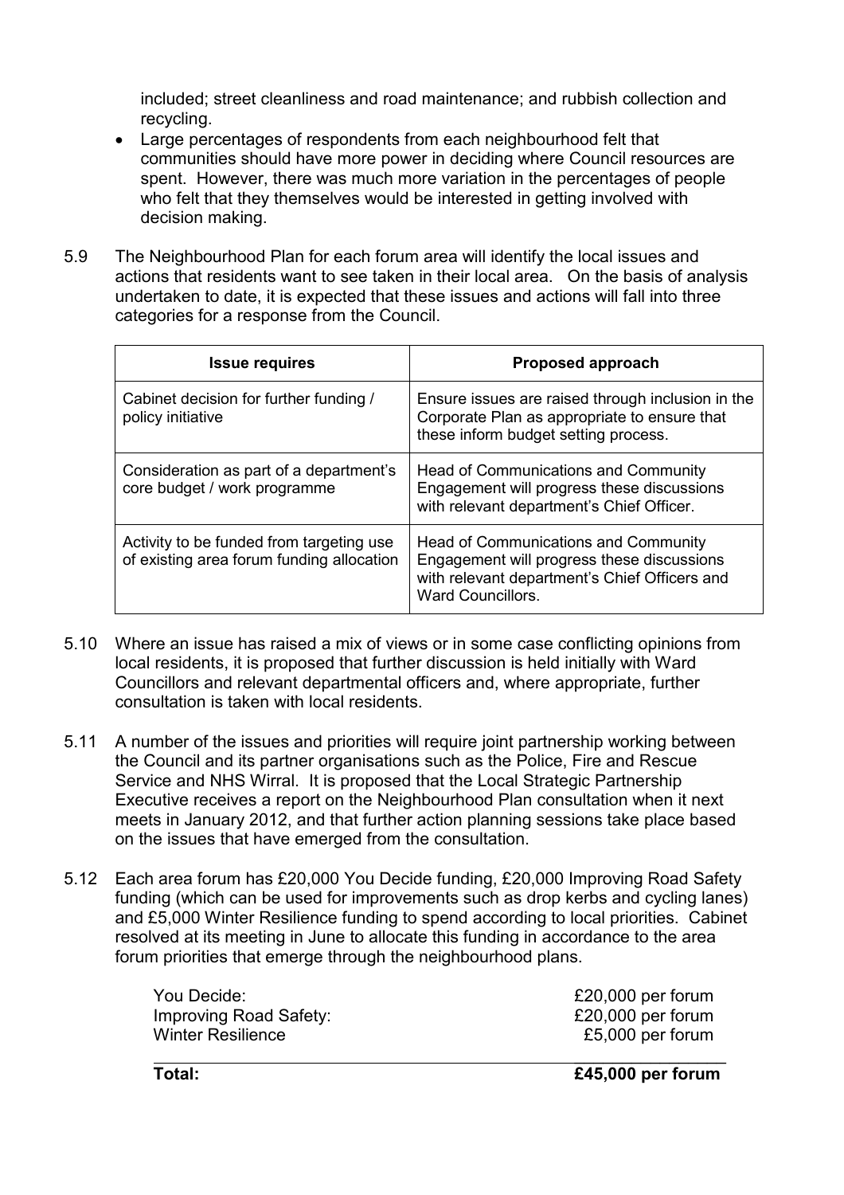included; street cleanliness and road maintenance; and rubbish collection and recycling.

- Large percentages of respondents from each neighbourhood felt that communities should have more power in deciding where Council resources are spent. However, there was much more variation in the percentages of people who felt that they themselves would be interested in getting involved with decision making.

5.9 The Neighbourhood Plan for each forum area will identify the local issues and actions that residents want to see taken in their local area. On the basis of analysis undertaken to date, it is expected that these issues and actions will fall into three categories for a response from the Council.

| Issue requires | Proposed approach |
|---|---|
| Cabinet decision for further funding / policy initiative | Ensure issues are raised through inclusion in the Corporate Plan as appropriate to ensure that these inform budget setting process. |
| Consideration as part of a department's core budget / work programme | Head of Communications and Community Engagement will progress these discussions with relevant department's Chief Officer. |
| Activity to be funded from targeting use of existing area forum funding allocation | Head of Communications and Community Engagement will progress these discussions with relevant department's Chief Officers and Ward Councillors. |

5.10 Where an issue has raised a mix of views or in some case conflicting opinions from local residents, it is proposed that further discussion is held initially with Ward Councillors and relevant departmental officers and, where appropriate, further consultation is taken with local residents.

5.11 A number of the issues and priorities will require joint partnership working between the Council and its partner organisations such as the Police, Fire and Rescue Service and NHS Wirral. It is proposed that the Local Strategic Partnership Executive receives a report on the Neighbourhood Plan consultation when it next meets in January 2012, and that further action planning sessions take place based on the issues that have emerged from the consultation.

5.12 Each area forum has £20,000 You Decide funding, £20,000 Improving Road Safety funding (which can be used for improvements such as drop kerbs and cycling lanes) and £5,000 Winter Resilience funding to spend according to local priorities. Cabinet resolved at its meeting in June to allocate this funding in accordance to the area forum priorities that emerge through the neighbourhood plans.

| | |
|---|---|
| You Decide: | £20,000 per forum |
| Improving Road Safety: | £20,000 per forum |
| Winter Resilience | £5,000 per forum |
| **Total:** | **£45,000 per forum** |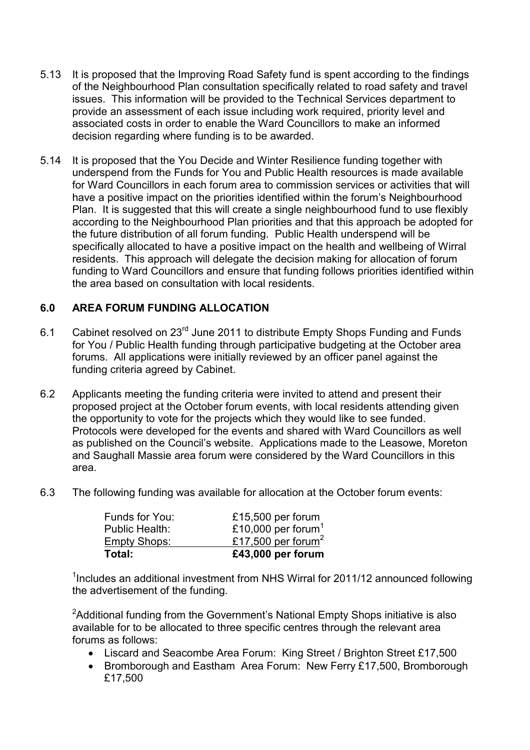5.13 It is proposed that the Improving Road Safety fund is spent according to the findings of the Neighbourhood Plan consultation specifically related to road safety and travel issues. This information will be provided to the Technical Services department to provide an assessment of each issue including work required, priority level and associated costs in order to enable the Ward Councillors to make an informed decision regarding where funding is to be awarded.

5.14 It is proposed that the You Decide and Winter Resilience funding together with underspend from the Funds for You and Public Health resources is made available for Ward Councillors in each forum area to commission services or activities that will have a positive impact on the priorities identified within the forum's Neighbourhood Plan. It is suggested that this will create a single neighbourhood fund to use flexibly according to the Neighbourhood Plan priorities and that this approach be adopted for the future distribution of all forum funding. Public Health underspend will be specifically allocated to have a positive impact on the health and wellbeing of Wirral residents. This approach will delegate the decision making for allocation of forum funding to Ward Councillors and ensure that funding follows priorities identified within the area based on consultation with local residents.

## 6.0 AREA FORUM FUNDING ALLOCATION

6.1 Cabinet resolved on 23rd June 2011 to distribute Empty Shops Funding and Funds for You / Public Health funding through participative budgeting at the October area forums. All applications were initially reviewed by an officer panel against the funding criteria agreed by Cabinet.

6.2 Applicants meeting the funding criteria were invited to attend and present their proposed project at the October forum events, with local residents attending given the opportunity to vote for the projects which they would like to see funded. Protocols were developed for the events and shared with Ward Councillors as well as published on the Council's website. Applications made to the Leasowe, Moreton and Saughall Massie area forum were considered by the Ward Councillors in this area.

6.3 The following funding was available for allocation at the October forum events:

| | |
|---|---|
| Funds for You: | £15,500 per forum |
| Public Health: | £10,000 per forum[1] |
| Empty Shops: | £17,500 per forum[2] |
| **Total:** | **£43,000 per forum** |

[1]Includes an additional investment from NHS Wirral for 2011/12 announced following the advertisement of the funding.

[2]Additional funding from the Government's National Empty Shops initiative is also available for to be allocated to three specific centres through the relevant area forums as follows:

- Liscard and Seacombe Area Forum: King Street / Brighton Street £17,500
- Bromborough and Eastham Area Forum: New Ferry £17,500, Bromborough £17,500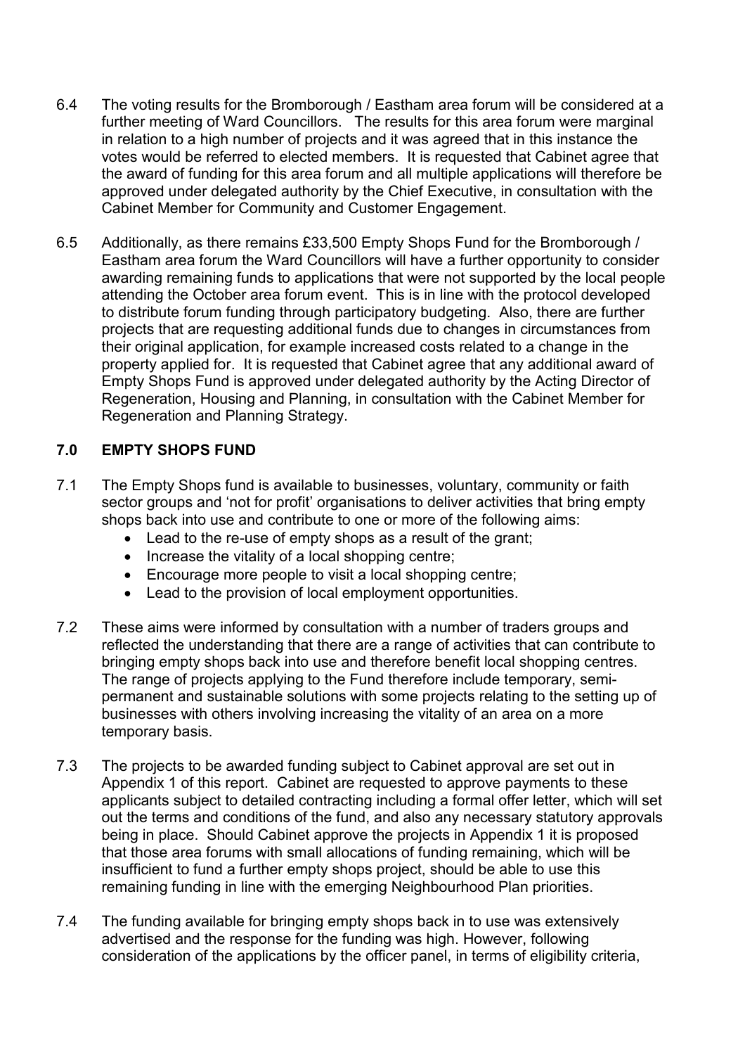6.4 The voting results for the Bromborough / Eastham area forum will be considered at a further meeting of Ward Councillors. The results for this area forum were marginal in relation to a high number of projects and it was agreed that in this instance the votes would be referred to elected members. It is requested that Cabinet agree that the award of funding for this area forum and all multiple applications will therefore be approved under delegated authority by the Chief Executive, in consultation with the Cabinet Member for Community and Customer Engagement.

6.5 Additionally, as there remains £33,500 Empty Shops Fund for the Bromborough / Eastham area forum the Ward Councillors will have a further opportunity to consider awarding remaining funds to applications that were not supported by the local people attending the October area forum event. This is in line with the protocol developed to distribute forum funding through participatory budgeting. Also, there are further projects that are requesting additional funds due to changes in circumstances from their original application, for example increased costs related to a change in the property applied for. It is requested that Cabinet agree that any additional award of Empty Shops Fund is approved under delegated authority by the Acting Director of Regeneration, Housing and Planning, in consultation with the Cabinet Member for Regeneration and Planning Strategy.

## 7.0 EMPTY SHOPS FUND

7.1 The Empty Shops fund is available to businesses, voluntary, community or faith sector groups and 'not for profit' organisations to deliver activities that bring empty shops back into use and contribute to one or more of the following aims:

- Lead to the re-use of empty shops as a result of the grant;
- Increase the vitality of a local shopping centre;
- Encourage more people to visit a local shopping centre;
- Lead to the provision of local employment opportunities.

7.2 These aims were informed by consultation with a number of traders groups and reflected the understanding that there are a range of activities that can contribute to bringing empty shops back into use and therefore benefit local shopping centres. The range of projects applying to the Fund therefore include temporary, semi-permanent and sustainable solutions with some projects relating to the setting up of businesses with others involving increasing the vitality of an area on a more temporary basis.

7.3 The projects to be awarded funding subject to Cabinet approval are set out in Appendix 1 of this report. Cabinet are requested to approve payments to these applicants subject to detailed contracting including a formal offer letter, which will set out the terms and conditions of the fund, and also any necessary statutory approvals being in place. Should Cabinet approve the projects in Appendix 1 it is proposed that those area forums with small allocations of funding remaining, which will be insufficient to fund a further empty shops project, should be able to use this remaining funding in line with the emerging Neighbourhood Plan priorities.

7.4 The funding available for bringing empty shops back in to use was extensively advertised and the response for the funding was high. However, following consideration of the applications by the officer panel, in terms of eligibility criteria,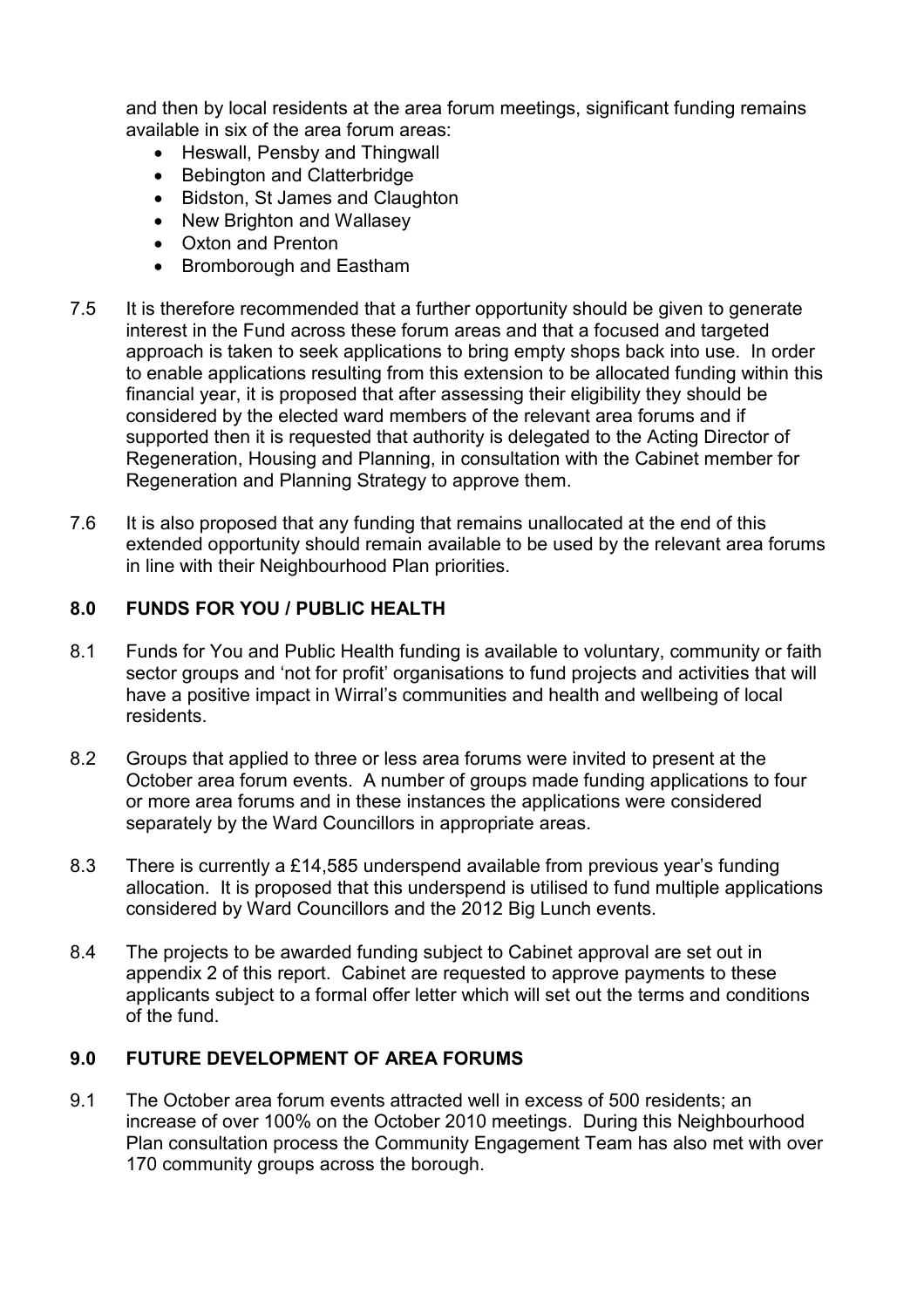and then by local residents at the area forum meetings, significant funding remains available in six of the area forum areas:

- Heswall, Pensby and Thingwall
- Bebington and Clatterbridge
- Bidston, St James and Claughton
- New Brighton and Wallasey
- Oxton and Prenton
- Bromborough and Eastham

7.5 It is therefore recommended that a further opportunity should be given to generate interest in the Fund across these forum areas and that a focused and targeted approach is taken to seek applications to bring empty shops back into use. In order to enable applications resulting from this extension to be allocated funding within this financial year, it is proposed that after assessing their eligibility they should be considered by the elected ward members of the relevant area forums and if supported then it is requested that authority is delegated to the Acting Director of Regeneration, Housing and Planning, in consultation with the Cabinet member for Regeneration and Planning Strategy to approve them.

7.6 It is also proposed that any funding that remains unallocated at the end of this extended opportunity should remain available to be used by the relevant area forums in line with their Neighbourhood Plan priorities.

## 8.0 FUNDS FOR YOU / PUBLIC HEALTH

8.1 Funds for You and Public Health funding is available to voluntary, community or faith sector groups and 'not for profit' organisations to fund projects and activities that will have a positive impact in Wirral's communities and health and wellbeing of local residents.

8.2 Groups that applied to three or less area forums were invited to present at the October area forum events. A number of groups made funding applications to four or more area forums and in these instances the applications were considered separately by the Ward Councillors in appropriate areas.

8.3 There is currently a £14,585 underspend available from previous year's funding allocation. It is proposed that this underspend is utilised to fund multiple applications considered by Ward Councillors and the 2012 Big Lunch events.

8.4 The projects to be awarded funding subject to Cabinet approval are set out in appendix 2 of this report. Cabinet are requested to approve payments to these applicants subject to a formal offer letter which will set out the terms and conditions of the fund.

## 9.0 FUTURE DEVELOPMENT OF AREA FORUMS

9.1 The October area forum events attracted well in excess of 500 residents; an increase of over 100% on the October 2010 meetings. During this Neighbourhood Plan consultation process the Community Engagement Team has also met with over 170 community groups across the borough.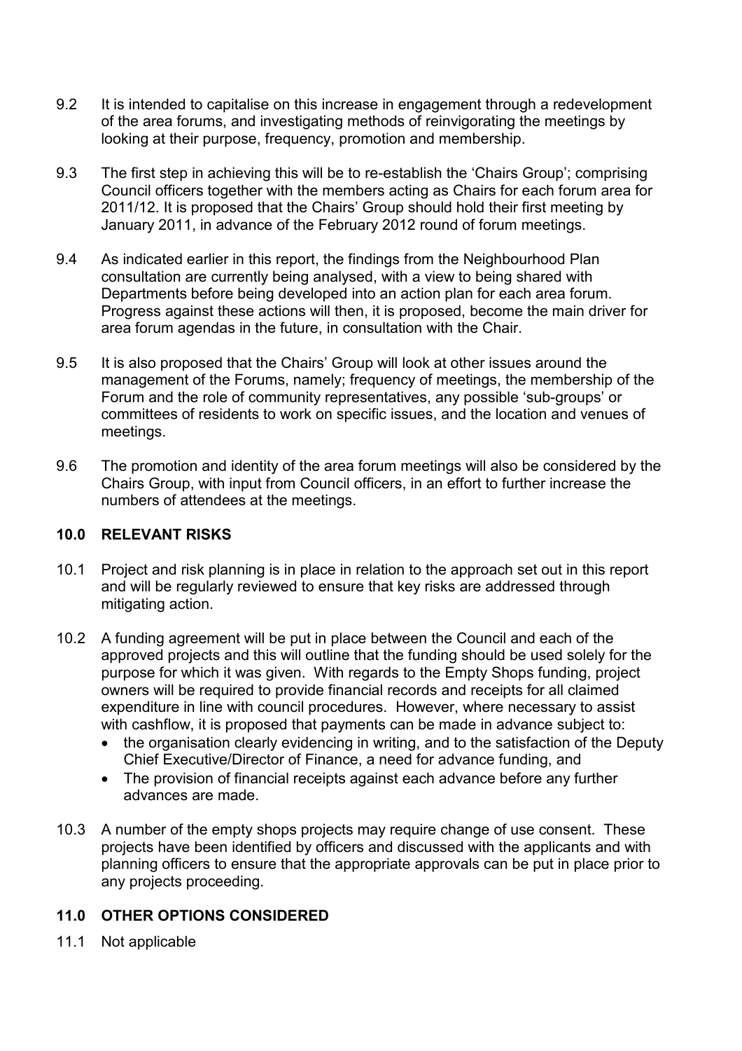9.2 It is intended to capitalise on this increase in engagement through a redevelopment of the area forums, and investigating methods of reinvigorating the meetings by looking at their purpose, frequency, promotion and membership.

9.3 The first step in achieving this will be to re-establish the 'Chairs Group'; comprising Council officers together with the members acting as Chairs for each forum area for 2011/12. It is proposed that the Chairs' Group should hold their first meeting by January 2011, in advance of the February 2012 round of forum meetings.

9.4 As indicated earlier in this report, the findings from the Neighbourhood Plan consultation are currently being analysed, with a view to being shared with Departments before being developed into an action plan for each area forum. Progress against these actions will then, it is proposed, become the main driver for area forum agendas in the future, in consultation with the Chair.

9.5 It is also proposed that the Chairs' Group will look at other issues around the management of the Forums, namely; frequency of meetings, the membership of the Forum and the role of community representatives, any possible 'sub-groups' or committees of residents to work on specific issues, and the location and venues of meetings.

9.6 The promotion and identity of the area forum meetings will also be considered by the Chairs Group, with input from Council officers, in an effort to further increase the numbers of attendees at the meetings.

## 10.0 RELEVANT RISKS

10.1 Project and risk planning is in place in relation to the approach set out in this report and will be regularly reviewed to ensure that key risks are addressed through mitigating action.

10.2 A funding agreement will be put in place between the Council and each of the approved projects and this will outline that the funding should be used solely for the purpose for which it was given. With regards to the Empty Shops funding, project owners will be required to provide financial records and receipts for all claimed expenditure in line with council procedures. However, where necessary to assist with cashflow, it is proposed that payments can be made in advance subject to:

- the organisation clearly evidencing in writing, and to the satisfaction of the Deputy Chief Executive/Director of Finance, a need for advance funding, and
- The provision of financial receipts against each advance before any further advances are made.

10.3 A number of the empty shops projects may require change of use consent. These projects have been identified by officers and discussed with the applicants and with planning officers to ensure that the appropriate approvals can be put in place prior to any projects proceeding.

## 11.0 OTHER OPTIONS CONSIDERED

11.1 Not applicable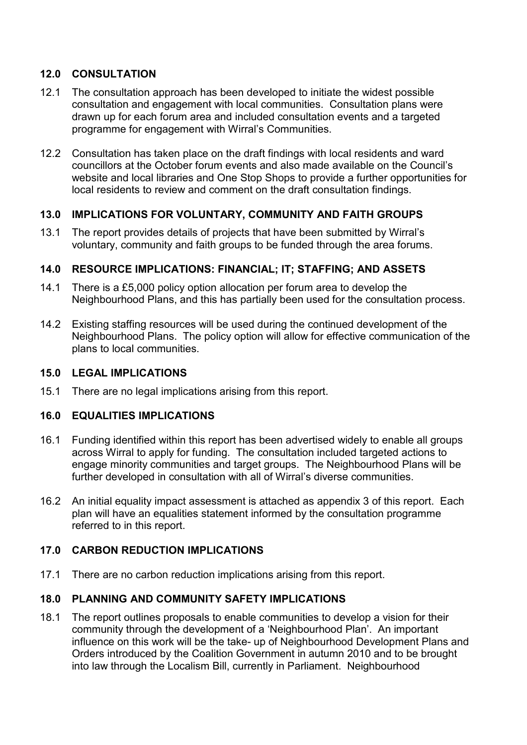## 12.0 CONSULTATION

12.1 The consultation approach has been developed to initiate the widest possible consultation and engagement with local communities. Consultation plans were drawn up for each forum area and included consultation events and a targeted programme for engagement with Wirral's Communities.

12.2 Consultation has taken place on the draft findings with local residents and ward councillors at the October forum events and also made available on the Council's website and local libraries and One Stop Shops to provide a further opportunities for local residents to review and comment on the draft consultation findings.

## 13.0 IMPLICATIONS FOR VOLUNTARY, COMMUNITY AND FAITH GROUPS

13.1 The report provides details of projects that have been submitted by Wirral's voluntary, community and faith groups to be funded through the area forums.

## 14.0 RESOURCE IMPLICATIONS: FINANCIAL; IT; STAFFING; AND ASSETS

14.1 There is a £5,000 policy option allocation per forum area to develop the Neighbourhood Plans, and this has partially been used for the consultation process.

14.2 Existing staffing resources will be used during the continued development of the Neighbourhood Plans. The policy option will allow for effective communication of the plans to local communities.

## 15.0 LEGAL IMPLICATIONS

15.1 There are no legal implications arising from this report.

## 16.0 EQUALITIES IMPLICATIONS

16.1 Funding identified within this report has been advertised widely to enable all groups across Wirral to apply for funding. The consultation included targeted actions to engage minority communities and target groups. The Neighbourhood Plans will be further developed in consultation with all of Wirral's diverse communities.

16.2 An initial equality impact assessment is attached as appendix 3 of this report. Each plan will have an equalities statement informed by the consultation programme referred to in this report.

## 17.0 CARBON REDUCTION IMPLICATIONS

17.1 There are no carbon reduction implications arising from this report.

## 18.0 PLANNING AND COMMUNITY SAFETY IMPLICATIONS

18.1 The report outlines proposals to enable communities to develop a vision for their community through the development of a 'Neighbourhood Plan'. An important influence on this work will be the take- up of Neighbourhood Development Plans and Orders introduced by the Coalition Government in autumn 2010 and to be brought into law through the Localism Bill, currently in Parliament. Neighbourhood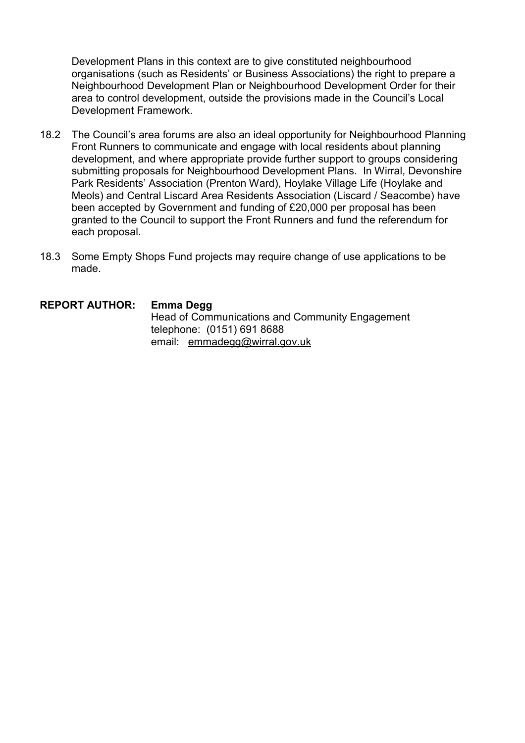Development Plans in this context are to give constituted neighbourhood organisations (such as Residents' or Business Associations) the right to prepare a Neighbourhood Development Plan or Neighbourhood Development Order for their area to control development, outside the provisions made in the Council's Local Development Framework.

18.2 The Council's area forums are also an ideal opportunity for Neighbourhood Planning Front Runners to communicate and engage with local residents about planning development, and where appropriate provide further support to groups considering submitting proposals for Neighbourhood Development Plans. In Wirral, Devonshire Park Residents' Association (Prenton Ward), Hoylake Village Life (Hoylake and Meols) and Central Liscard Area Residents Association (Liscard / Seacombe) have been accepted by Government and funding of £20,000 per proposal has been granted to the Council to support the Front Runners and fund the referendum for each proposal.

18.3 Some Empty Shops Fund projects may require change of use applications to be made.

**REPORT AUTHOR:** **Emma Degg**
Head of Communications and Community Engagement
telephone: (0151) 691 8688
email: emmadegg@wirral.gov.uk